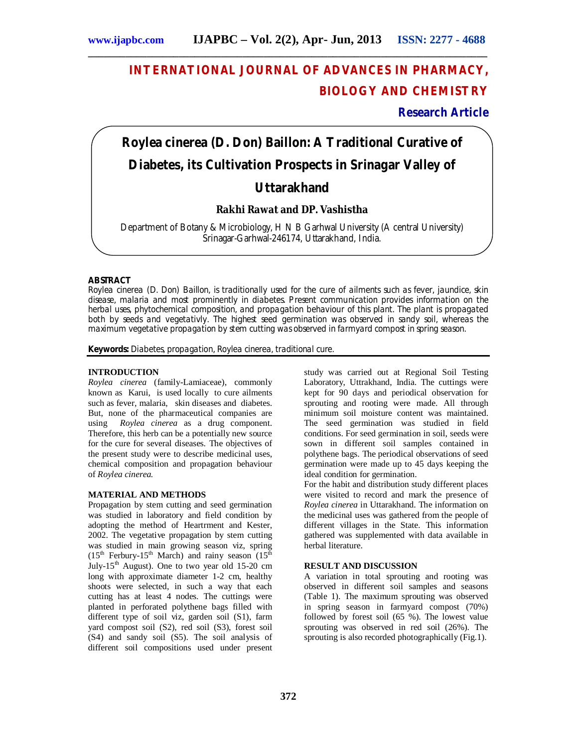# INTERNATIONAL JOURNAL OF ADVANCES IN PHARMACY, BIOLOGY AND CHEMISTRY

**Research Article**

# Roylea cinerea (D. Don) Baillon: A Traditional Curative of Diabetes, its Cultivation Prospects in Srinagar Valley of Uttarakhand

**Rakhi Rawat and DP. Vashistha**

Department of Botany & Microbiology, H N B Garhwal University (A central University) Srinagar-Garhwal-246174, Uttarakhand, India.

## ABSTRACT

Roylea cinerea (D. Don) Baillon, is traditionally used for the cure of ailments such as fever, jaundice, skin disease, malaria and most prominently in diabetes. Present communication provides information on the herbal uses, phytochemical composition, and propagation behaviour of this plant. The plant is propagated both by seeds and vegetativly. The highest seed germination was observed in sandy soil, whereas the maximum vegetative propagation by stem cutting was observed in farmyard compost in spring season.

**Keywords:** Diabetes, propagation, Roylea cinerea, traditional cure.

## INTRODUCTION

*Roylea cinerea* (family-Lamiaceae), commonly known as Karui, is used locally to cure ailments such as fever, malaria, skin diseases and diabetes. But, none of the pharmaceutical companies are using *Roylea cinerea* as a drug component. Therefore, this herb can be a potentially new source for the cure for several diseases. The objectives of the present study were to describe medicinal uses, chemical composition and propagation behaviour of *Roylea cinerea.*

## MATERIAL AND METHODS

Propagation by stem cutting and seed germination was studied in laboratory and field condition by adopting the method of Heartrment and Kester, 2002. The vegetative propagation by stem cutting was studied in main growing season viz, spring ($15^{th}$ Ferbury-$15^{th}$ March) and rainy season ($15^{th}$ July-$15^{th}$ August). One to two year old 15-20 cm long with approximate diameter 1-2 cm, healthy shoots were selected, in such a way that each cutting has at least 4 nodes. The cuttings were planted in perforated polythene bags filled with different type of soil viz, garden soil (S1), farm yard compost soil (S2), red soil (S3), forest soil (S4) and sandy soil (S5). The soil analysis of different soil compositions used under present study was carried out at Regional Soil Testing Laboratory, Uttrakhand, India. The cuttings were kept for 90 days and periodical observation for sprouting and rooting were made. All through minimum soil moisture content was maintained. The seed germination was studied in field conditions. For seed germination in soil, seeds were sown in different soil samples contained in polythene bags. The periodical observations of seed germination were made up to 45 days keeping the ideal condition for germination.

For the habit and distribution study different places were visited to record and mark the presence of *Roylea cinerea* in Uttarakhand. The information on the medicinal uses was gathered from the people of different villages in the State. This information gathered was supplemented with data available in herbal literature.

## RESULT AND DISCUSSION

A variation in total sprouting and rooting was observed in different soil samples and seasons (Table 1). The maximum sprouting was observed in spring season in farmyard compost (70%) followed by forest soil (65 %). The lowest value sprouting was observed in red soil (26%). The sprouting is also recorded photographically (Fig.1).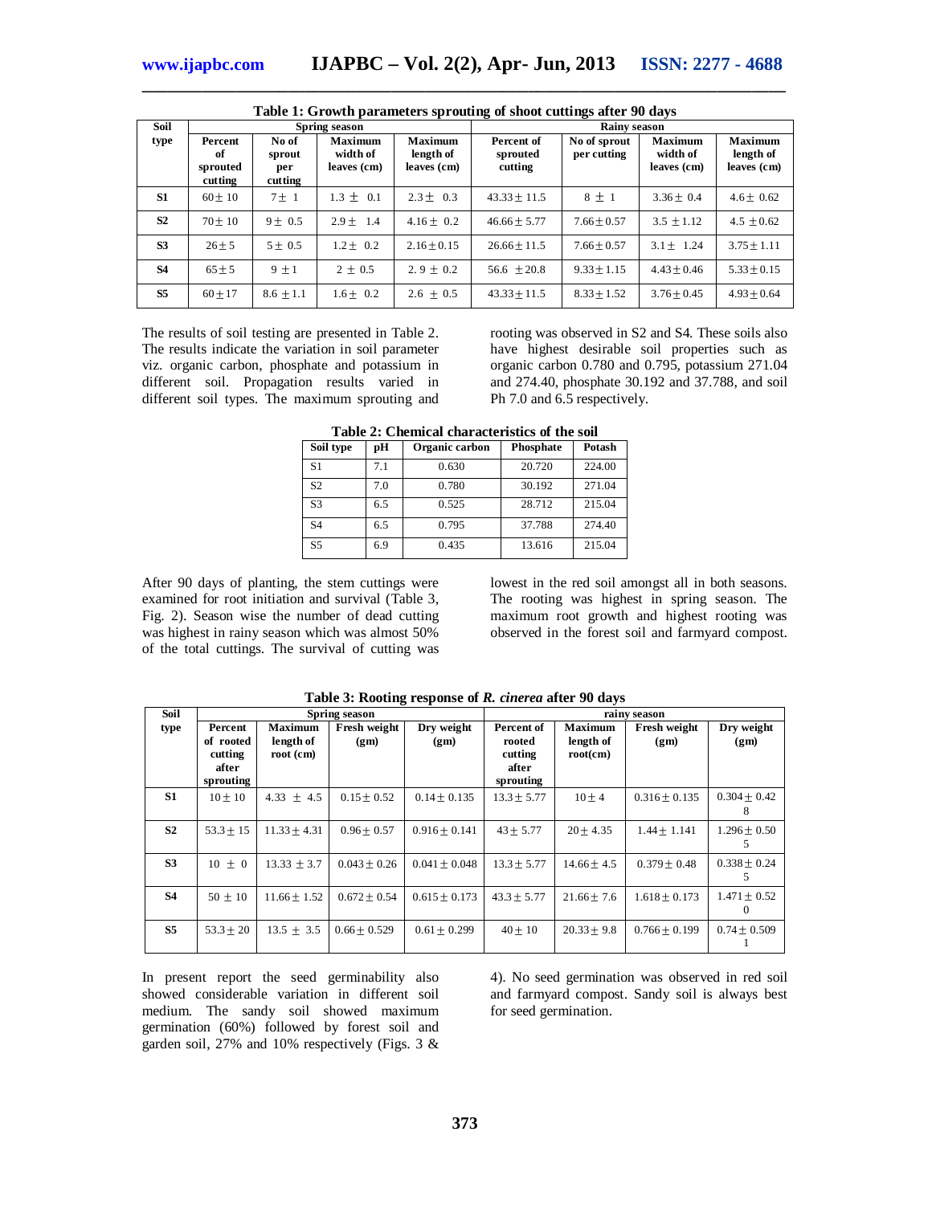**Table 1: Growth parameters sprouting of shoot cuttings after 90 days**

| Soil type | Spring season | | | | Rainy season | | | |
|---|---|---|---|---|---|---|---|---|
| | Percent of sprouted cutting | No of sprout per cutting | Maximum width of leaves (cm) | Maximum length of leaves (cm) | Percent of sprouted cutting | No of sprout per cutting | Maximum width of leaves (cm) | Maximum length of leaves (cm) |
| **S1** | 60 ± 10 | 7 ± 1 | 1.3 ± 0.1 | 2.3 ± 0.3 | 43.33 ± 11.5 | 8 ± 1 | 3.36 ± 0.4 | 4.6 ± 0.62 |
| **S2** | 70 ± 10 | 9 ± 0.5 | 2.9 ± 1.4 | 4.16 ± 0.2 | 46.66 ± 5.77 | 7.66 ± 0.57 | 3.5 ± 1.12 | 4.5 ± 0.62 |
| **S3** | 26 ± 5 | 5 ± 0.5 | 1.2 ± 0.2 | 2.16 ± 0.15 | 26.66 ± 11.5 | 7.66 ± 0.57 | 3.1 ± 1.24 | 3.75 ± 1.11 |
| **S4** | 65 ± 5 | 9 ± 1 | 2 ± 0.5 | 2. 9 ± 0.2 | 56.6 ± 20.8 | 9.33 ± 1.15 | 4.43 ± 0.46 | 5.33 ± 0.15 |
| **S5** | 60 ± 17 | 8.6 ± 1.1 | 1.6 ± 0.2 | 2.6 ± 0.5 | 43.33 ± 11.5 | 8.33 ± 1.52 | 3.76 ± 0.45 | 4.93 ± 0.64 |

The results of soil testing are presented in Table 2. The results indicate the variation in soil parameter viz. organic carbon, phosphate and potassium in different soil. Propagation results varied in different soil types. The maximum sprouting and rooting was observed in S2 and S4. These soils also have highest desirable soil properties such as organic carbon 0.780 and 0.795, potassium 271.04 and 274.40, phosphate 30.192 and 37.788, and soil Ph 7.0 and 6.5 respectively.

**Table 2: Chemical characteristics of the soil**

| Soil type | pH | Organic carbon | Phosphate | Potash |
|---|---|---|---|---|
| S1 | 7.1 | 0.630 | 20.720 | 224.00 |
| S2 | 7.0 | 0.780 | 30.192 | 271.04 |
| S3 | 6.5 | 0.525 | 28.712 | 215.04 |
| S4 | 6.5 | 0.795 | 37.788 | 274.40 |
| S5 | 6.9 | 0.435 | 13.616 | 215.04 |

After 90 days of planting, the stem cuttings were examined for root initiation and survival (Table 3, Fig. 2). Season wise the number of dead cutting was highest in rainy season which was almost 50% of the total cuttings. The survival of cutting was lowest in the red soil amongst all in both seasons. The rooting was highest in spring season. The maximum root growth and highest rooting was observed in the forest soil and farmyard compost.

**Table 3: Rooting response of *R. cinerea* after 90 days**

| Soil type | Spring season | | | | rainy season | | | |
|---|---|---|---|---|---|---|---|---|
| | Percent of rooted cutting after sprouting | Maximum length of root (cm) | Fresh weight (gm) | Dry weight (gm) | Percent of rooted cutting after sprouting | Maximum length of root(cm) | Fresh weight (gm) | Dry weight (gm) |
| **S1** | 10 ± 10 | 4.33 ± 4.5 | 0.15 ± 0.52 | 0.14 ± 0.135 | 13.3 ± 5.77 | 10 ± 4 | 0.316 ± 0.135 | 0.304 ± 0.428 |
| **S2** | 53.3 ± 15 | 11.33 ± 4.31 | 0.96 ± 0.57 | 0.916 ± 0.141 | 43 ± 5.77 | 20 ± 4.35 | 1.44 ± 1.141 | 1.296 ± 0.505 |
| **S3** | 10 ± 0 | 13.33 ± 3.7 | 0.043 ± 0.26 | 0.041 ± 0.048 | 13.3 ± 5.77 | 14.66 ± 4.5 | 0.379 ± 0.48 | 0.338 ± 0.245 |
| **S4** | 50 ± 10 | 11.66 ± 1.52 | 0.672 ± 0.54 | 0.615 ± 0.173 | 43.3 ± 5.77 | 21.66 ± 7.6 | 1.618 ± 0.173 | 1.471 ± 0.520 |
| **S5** | 53.3 ± 20 | 13.5 ± 3.5 | 0.66 ± 0.529 | 0.61 ± 0.299 | 40 ± 10 | 20.33 ± 9.8 | 0.766 ± 0.199 | 0.74 ± 0.5091 |

In present report the seed germinability also showed considerable variation in different soil medium. The sandy soil showed maximum germination (60%) followed by forest soil and garden soil, 27% and 10% respectively (Figs. 3 & 4). No seed germination was observed in red soil and farmyard compost. Sandy soil is always best for seed germination.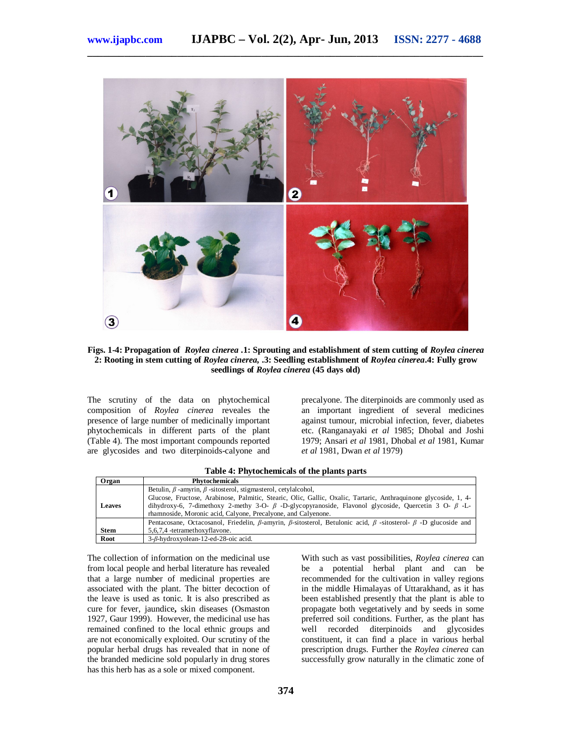**Figs. 1-4: Propagation of *Roylea cinerea* .1: Sprouting and establishment of stem cutting of *Roylea cinerea* 2: Rooting in stem cutting of *Roylea cinerea,* .3: Seedling establishment of *Roylea cinerea*.4: Fully grow seedlings of *Roylea cinerea* (45 days old)**

The scrutiny of the data on phytochemical composition of *Roylea cinerea* reveales the presence of large number of medicinally important phytochemicals in different parts of the plant (Table 4). The most important compounds reported are glycosides and two diterpinoids-calyone and precalyone. The diterpinoids are commonly used as an important ingredient of several medicines against tumour, microbial infection, fever, diabetes etc. (Ranganayaki *et al* 1985; Dhobal and Joshi 1979; Ansari *et al* 1981, Dhobal *et al* 1981, Kumar *et al* 1981, Dwan *et al* 1979)

**Table 4: Phytochemicals of the plants parts**

| Organ | Phytochemicals |
|---|---|
| Leaves | Betulin, β -amyrin, β -sitosterol, stigmasterol, cetylalcohol, Glucose, Fructose, Arabinose, Palmitic, Stearic, Olic, Gallic, Oxalic, Tartaric, Anthraquinone glycoside, 1, 4-dihydroxy-6, 7-dimethoxy 2-methy 3-O- β -D-glycopyranoside, Flavonol glycoside, Quercetin 3 O- β -L-rhamnoside, Moronic acid, Calyone, Precalyone, and Calyenone. |
| Stem | Pentacosane, Octacosanol, Friedelin, β-amyrin, β-sitosterol, Betulonic acid, β -sitosterol- β -D glucoside and 5,6,7,4 -tetramethoxyflavone. |
| Root | 3-β-hydroxyolean-12-ed-28-oic acid. |

The collection of information on the medicinal use from local people and herbal literature has revealed that a large number of medicinal properties are associated with the plant. The bitter decoction of the leave is used as tonic. It is also prescribed as cure for fever, jaundice**,** skin diseases (Osmaston 1927, Gaur 1999). However, the medicinal use has remained confined to the local ethnic groups and are not economically exploited. Our scrutiny of the popular herbal drugs has revealed that in none of the branded medicine sold popularly in drug stores has this herb has as a sole or mixed component.

With such as vast possibilities, *Roylea cinerea* can be a potential herbal plant and can be recommended for the cultivation in valley regions in the middle Himalayas of Uttarakhand, as it has been established presently that the plant is able to propagate both vegetatively and by seeds in some preferred soil conditions. Further, as the plant has well recorded diterpinoids and glycosides constituent, it can find a place in various herbal prescription drugs. Further the *Roylea cinerea* can successfully grow naturally in the climatic zone of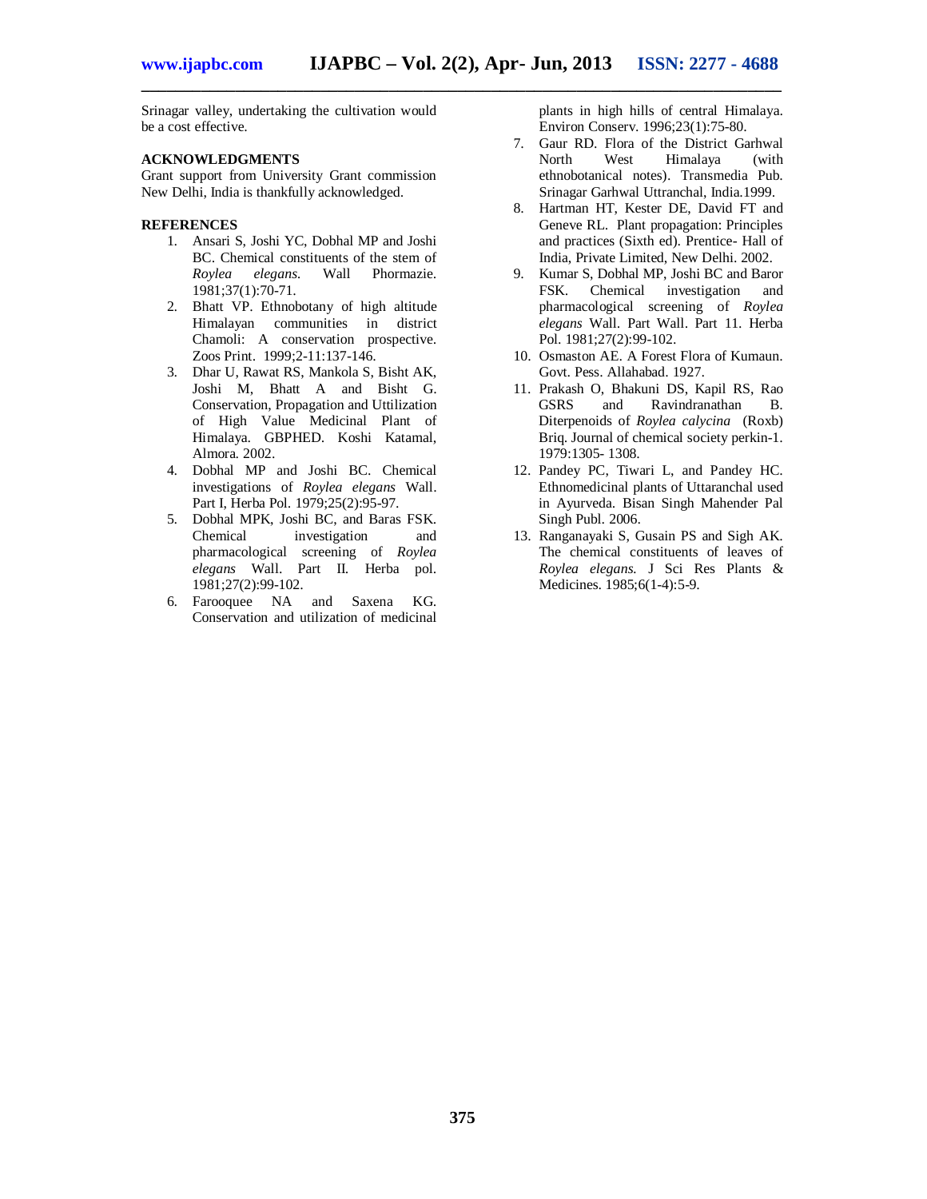Srinagar valley, undertaking the cultivation would be a cost effective.

## ACKNOWLEDGMENTS

Grant support from University Grant commission New Delhi, India is thankfully acknowledged.

## REFERENCES

1. Ansari S, Joshi YC, Dobhal MP and Joshi BC. Chemical constituents of the stem of *Roylea elegans.* Wall Phormazie. 1981;37(1):70-71.
2. Bhatt VP. Ethnobotany of high altitude Himalayan communities in district Chamoli: A conservation prospective. Zoos Print. 1999;2-11:137-146.
3. Dhar U, Rawat RS, Mankola S, Bisht AK, Joshi M, Bhatt A and Bisht G. Conservation, Propagation and Uttilization of High Value Medicinal Plant of Himalaya. GBPHED. Koshi Katamal, Almora. 2002.
4. Dobhal MP and Joshi BC. Chemical investigations of *Roylea elegans* Wall. Part I, Herba Pol. 1979;25(2):95-97.
5. Dobhal MPK, Joshi BC, and Baras FSK. Chemical investigation and pharmacological screening of *Roylea elegans* Wall. Part II. Herba pol. 1981;27(2):99-102.
6. Farooquee NA and Saxena KG. Conservation and utilization of medicinal plants in high hills of central Himalaya. Environ Conserv. 1996;23(1):75-80.
7. Gaur RD. Flora of the District Garhwal North West Himalaya (with ethnobotanical notes). Transmedia Pub. Srinagar Garhwal Uttranchal, India.1999.
8. Hartman HT, Kester DE, David FT and Geneve RL. Plant propagation: Principles and practices (Sixth ed). Prentice- Hall of India, Private Limited, New Delhi. 2002.
9. Kumar S, Dobhal MP, Joshi BC and Baror FSK. Chemical investigation and pharmacological screening of *Roylea elegans* Wall. Part Wall. Part 11. Herba Pol. 1981;27(2):99-102.
10. Osmaston AE. A Forest Flora of Kumaun. Govt. Pess. Allahabad. 1927.
11. Prakash O, Bhakuni DS, Kapil RS, Rao GSRS and Ravindranathan B. Diterpenoids of *Roylea calycina* (Roxb) Briq. Journal of chemical society perkin-1. 1979:1305- 1308.
12. Pandey PC, Tiwari L, and Pandey HC. Ethnomedicinal plants of Uttaranchal used in Ayurveda. Bisan Singh Mahender Pal Singh Publ. 2006.
13. Ranganayaki S, Gusain PS and Sigh AK. The chemical constituents of leaves of *Roylea elegans.* J Sci Res Plants & Medicines. 1985;6(1-4):5-9.